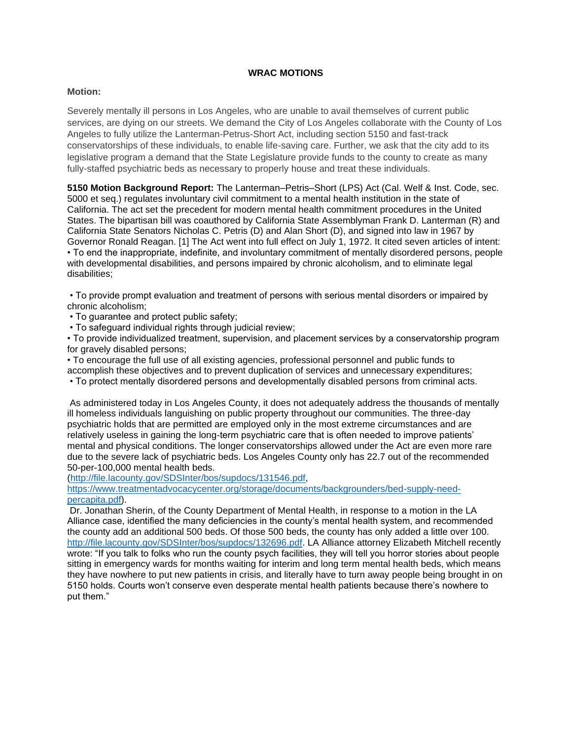**WRAC MOTIONS**

**Motion:**

Severely mentally ill persons in Los Angeles, who are unable to avail themselves of current public services, are dying on our streets. We demand the City of Los Angeles collaborate with the County of Los Angeles to fully utilize the Lanterman-Petrus-Short Act, including section 5150 and fast-track conservatorships of these individuals, to enable life-saving care. Further, we ask that the city add to its legislative program a demand that the State Legislature provide funds to the county to create as many fully-staffed psychiatric beds as necessary to properly house and treat these individuals.

**5150 Motion Background Report:** The Lanterman–Petris–Short (LPS) Act (Cal. Welf & Inst. Code, sec. 5000 et seq.) regulates involuntary civil commitment to a mental health institution in the state of California. The act set the precedent for modern mental health commitment procedures in the United States. The bipartisan bill was coauthored by California State Assemblyman Frank D. Lanterman (R) and California State Senators Nicholas C. Petris (D) and Alan Short (D), and signed into law in 1967 by Governor Ronald Reagan. [1] The Act went into full effect on July 1, 1972. It cited seven articles of intent:

- To end the inappropriate, indefinite, and involuntary commitment of mentally disordered persons, people with developmental disabilities, and persons impaired by chronic alcoholism, and to eliminate legal disabilities;
- To provide prompt evaluation and treatment of persons with serious mental disorders or impaired by chronic alcoholism;
- To guarantee and protect public safety;
- To safeguard individual rights through judicial review;
- To provide individualized treatment, supervision, and placement services by a conservatorship program for gravely disabled persons;
- To encourage the full use of all existing agencies, professional personnel and public funds to accomplish these objectives and to prevent duplication of services and unnecessary expenditures;
- To protect mentally disordered persons and developmentally disabled persons from criminal acts.

As administered today in Los Angeles County, it does not adequately address the thousands of mentally ill homeless individuals languishing on public property throughout our communities. The three-day psychiatric holds that are permitted are employed only in the most extreme circumstances and are relatively useless in gaining the long-term psychiatric care that is often needed to improve patients' mental and physical conditions. The longer conservatorships allowed under the Act are even more rare due to the severe lack of psychiatric beds. Los Angeles County only has 22.7 out of the recommended 50-per-100,000 mental health beds. (http://file.lacounty.gov/SDSInter/bos/supdocs/131546.pdf, https://www.treatmentadvocacycenter.org/storage/documents/backgrounders/bed-supply-need-percapita.pdf).

Dr. Jonathan Sherin, of the County Department of Mental Health, in response to a motion in the LA Alliance case, identified the many deficiencies in the county's mental health system, and recommended the county add an additional 500 beds. Of those 500 beds, the county has only added a little over 100. http://file.lacounty.gov/SDSInter/bos/supdocs/132696.pdf. LA Alliance attorney Elizabeth Mitchell recently wrote: "If you talk to folks who run the county psych facilities, they will tell you horror stories about people sitting in emergency wards for months waiting for interim and long term mental health beds, which means they have nowhere to put new patients in crisis, and literally have to turn away people being brought in on 5150 holds. Courts won't conserve even desperate mental health patients because there's nowhere to put them."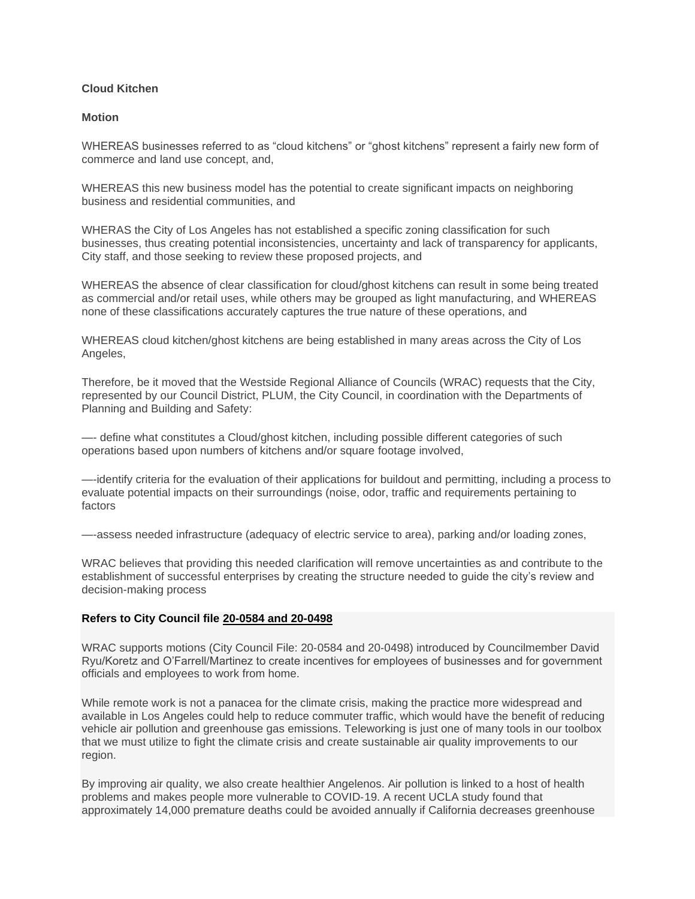**Cloud Kitchen**

**Motion**

WHEREAS businesses referred to as "cloud kitchens" or "ghost kitchens" represent a fairly new form of commerce and land use concept, and,

WHEREAS this new business model has the potential to create significant impacts on neighboring business and residential communities, and

WHERAS the City of Los Angeles has not established a specific zoning classification for such businesses, thus creating potential inconsistencies, uncertainty and lack of transparency for applicants, City staff, and those seeking to review these proposed projects, and

WHEREAS the absence of clear classification for cloud/ghost kitchens can result in some being treated as commercial and/or retail uses, while others may be grouped as light manufacturing, and WHEREAS none of these classifications accurately captures the true nature of these operations, and

WHEREAS cloud kitchen/ghost kitchens are being established in many areas across the City of Los Angeles,

Therefore, be it moved that the Westside Regional Alliance of Councils (WRAC) requests that the City, represented by our Council District, PLUM, the City Council, in coordination with the Departments of Planning and Building and Safety:

—- define what constitutes a Cloud/ghost kitchen, including possible different categories of such operations based upon numbers of kitchens and/or square footage involved,

—-identify criteria for the evaluation of their applications for buildout and permitting, including a process to evaluate potential impacts on their surroundings (noise, odor, traffic and requirements pertaining to factors

—-assess needed infrastructure (adequacy of electric service to area), parking and/or loading zones,

WRAC believes that providing this needed clarification will remove uncertainties as and contribute to the establishment of successful enterprises by creating the structure needed to guide the city's review and decision-making process

**Refers to City Council file 20-0584 and 20-0498**

WRAC supports motions (City Council File: 20-0584 and 20-0498) introduced by Councilmember David Ryu/Koretz and O'Farrell/Martinez to create incentives for employees of businesses and for government officials and employees to work from home.

While remote work is not a panacea for the climate crisis, making the practice more widespread and available in Los Angeles could help to reduce commuter traffic, which would have the benefit of reducing vehicle air pollution and greenhouse gas emissions. Teleworking is just one of many tools in our toolbox that we must utilize to fight the climate crisis and create sustainable air quality improvements to our region.

By improving air quality, we also create healthier Angelenos. Air pollution is linked to a host of health problems and makes people more vulnerable to COVID-19. A recent UCLA study found that approximately 14,000 premature deaths could be avoided annually if California decreases greenhouse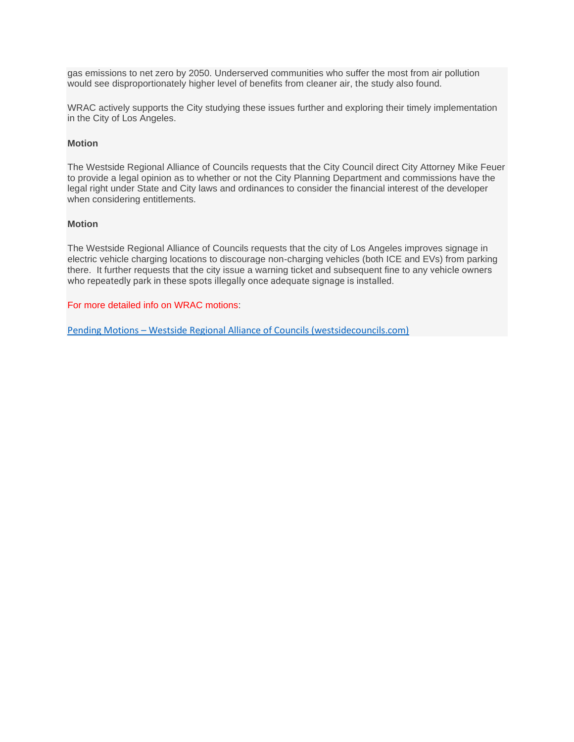gas emissions to net zero by 2050. Underserved communities who suffer the most from air pollution would see disproportionately higher level of benefits from cleaner air, the study also found.

WRAC actively supports the City studying these issues further and exploring their timely implementation in the City of Los Angeles.

**Motion**

The Westside Regional Alliance of Councils requests that the City Council direct City Attorney Mike Feuer to provide a legal opinion as to whether or not the City Planning Department and commissions have the legal right under State and City laws and ordinances to consider the financial interest of the developer when considering entitlements.

**Motion**

The Westside Regional Alliance of Councils requests that the city of Los Angeles improves signage in electric vehicle charging locations to discourage non-charging vehicles (both ICE and EVs) from parking there. It further requests that the city issue a warning ticket and subsequent fine to any vehicle owners who repeatedly park in these spots illegally once adequate signage is installed.

For more detailed info on WRAC motions:

[Pending Motions – Westside Regional Alliance of Councils (westsidecouncils.com)]